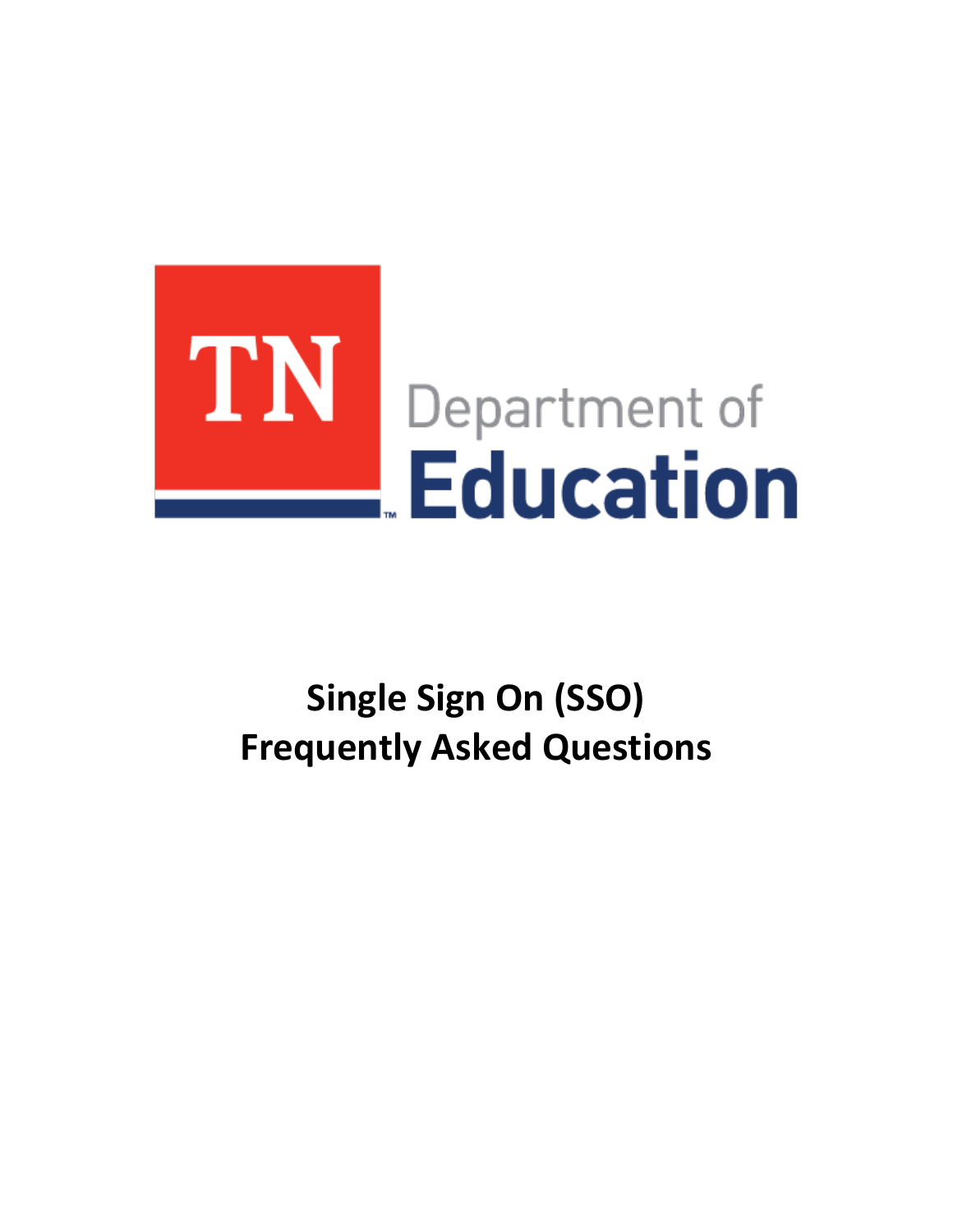TN Department of Education

# Single Sign On (SSO) Frequently Asked Questions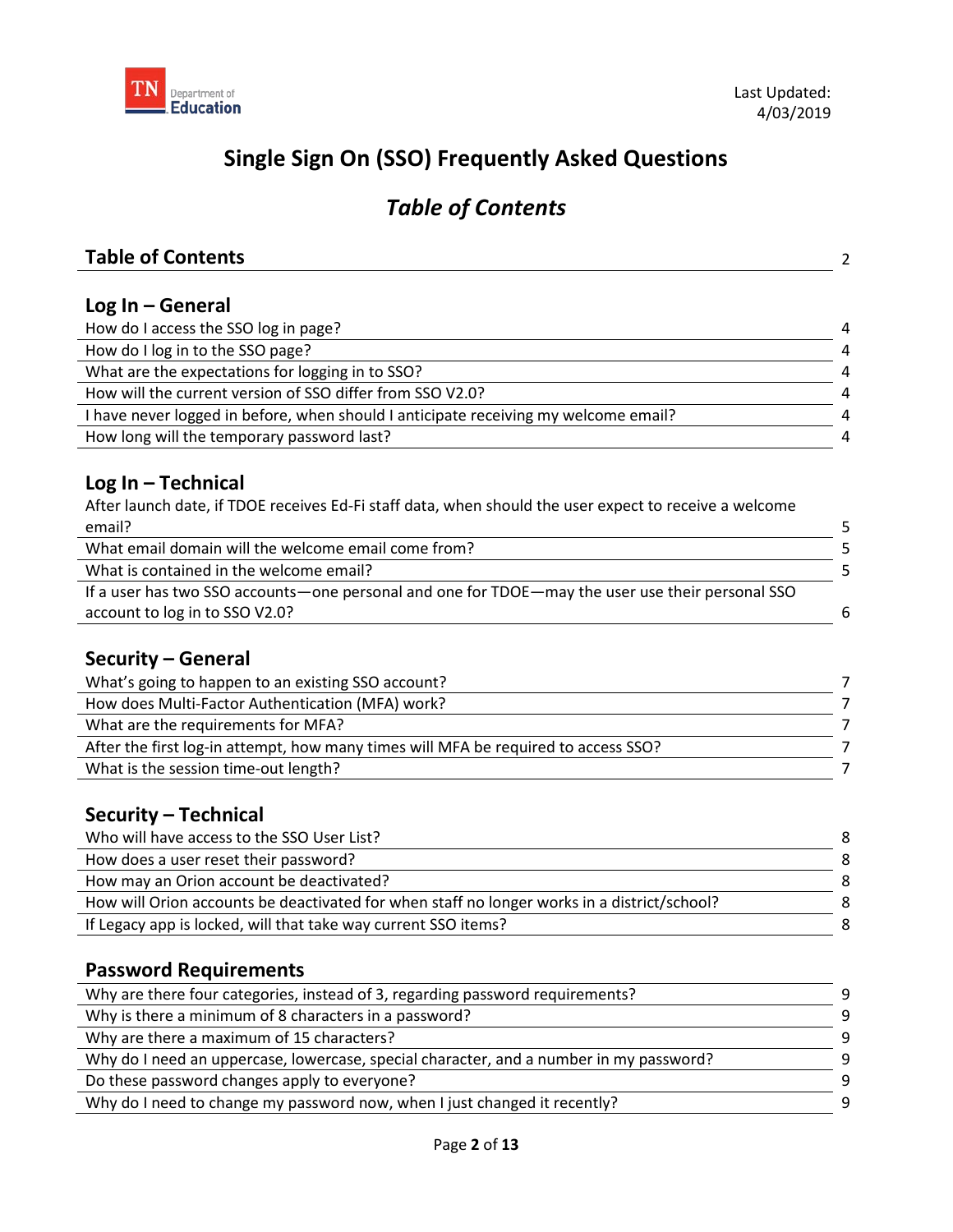Last Updated: 4/03/2019

# Single Sign On (SSO) Frequently Asked Questions

## *Table of Contents*

**Table of Contents** 2

### Log In – General

How do I access the SSO log in page? 4
How do I log in to the SSO page? 4
What are the expectations for logging in to SSO? 4
How will the current version of SSO differ from SSO V2.0? 4
I have never logged in before, when should I anticipate receiving my welcome email? 4
How long will the temporary password last? 4

### Log In – Technical

After launch date, if TDOE receives Ed-Fi staff data, when should the user expect to receive a welcome email? 5
What email domain will the welcome email come from? 5
What is contained in the welcome email? 5
If a user has two SSO accounts—one personal and one for TDOE—may the user use their personal SSO account to log in to SSO V2.0? 6

### Security – General

What's going to happen to an existing SSO account? 7
How does Multi-Factor Authentication (MFA) work? 7
What are the requirements for MFA? 7
After the first log-in attempt, how many times will MFA be required to access SSO? 7
What is the session time-out length? 7

### Security – Technical

Who will have access to the SSO User List? 8
How does a user reset their password? 8
How may an Orion account be deactivated? 8
How will Orion accounts be deactivated for when staff no longer works in a district/school? 8
If Legacy app is locked, will that take way current SSO items? 8

### Password Requirements

Why are there four categories, instead of 3, regarding password requirements? 9
Why is there a minimum of 8 characters in a password? 9
Why are there a maximum of 15 characters? 9
Why do I need an uppercase, lowercase, special character, and a number in my password? 9
Do these password changes apply to everyone? 9
Why do I need to change my password now, when I just changed it recently? 9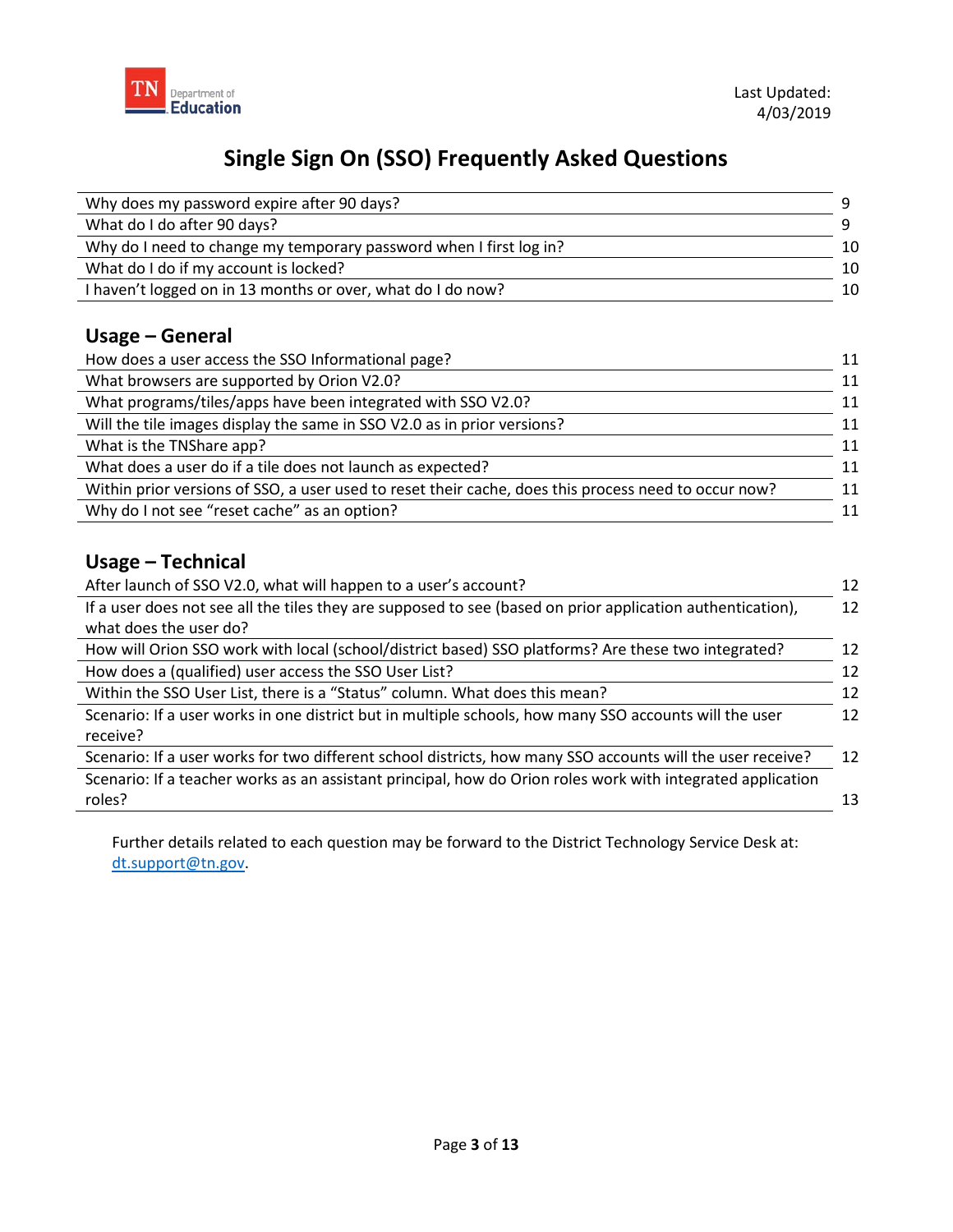# Single Sign On (SSO) Frequently Asked Questions

| | |
|---|---|
| Why does my password expire after 90 days? | 9 |
| What do I do after 90 days? | 9 |
| Why do I need to change my temporary password when I first log in? | 10 |
| What do I do if my account is locked? | 10 |
| I haven't logged on in 13 months or over, what do I do now? | 10 |

## Usage – General

| | |
|---|---|
| How does a user access the SSO Informational page? | 11 |
| What browsers are supported by Orion V2.0? | 11 |
| What programs/tiles/apps have been integrated with SSO V2.0? | 11 |
| Will the tile images display the same in SSO V2.0 as in prior versions? | 11 |
| What is the TNShare app? | 11 |
| What does a user do if a tile does not launch as expected? | 11 |
| Within prior versions of SSO, a user used to reset their cache, does this process need to occur now? | 11 |
| Why do I not see "reset cache" as an option? | 11 |

## Usage – Technical

| | |
|---|---|
| After launch of SSO V2.0, what will happen to a user's account? | 12 |
| If a user does not see all the tiles they are supposed to see (based on prior application authentication), what does the user do? | 12 |
| How will Orion SSO work with local (school/district based) SSO platforms? Are these two integrated? | 12 |
| How does a (qualified) user access the SSO User List? | 12 |
| Within the SSO User List, there is a "Status" column. What does this mean? | 12 |
| Scenario: If a user works in one district but in multiple schools, how many SSO accounts will the user receive? | 12 |
| Scenario: If a user works for two different school districts, how many SSO accounts will the user receive? | 12 |
| Scenario: If a teacher works as an assistant principal, how do Orion roles work with integrated application roles? | 13 |

Further details related to each question may be forward to the District Technology Service Desk at: dt.support@tn.gov.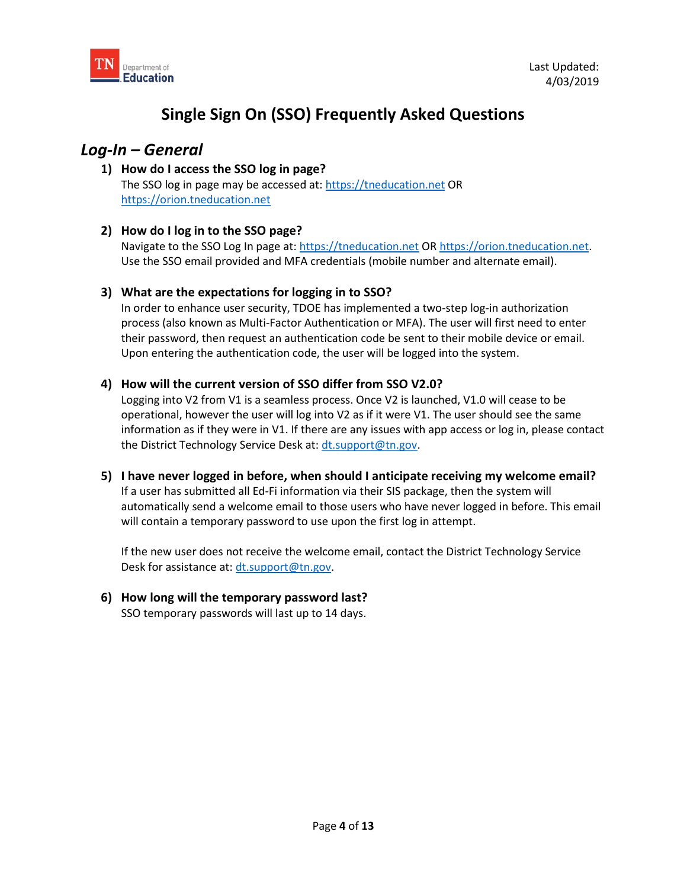Last Updated: 4/03/2019

# Single Sign On (SSO) Frequently Asked Questions

## *Log-In – General*

1) **How do I access the SSO log in page?**
   The SSO log in page may be accessed at: https://tneducation.net OR https://orion.tneducation.net

2) **How do I log in to the SSO page?**
   Navigate to the SSO Log In page at: https://tneducation.net OR https://orion.tneducation.net. Use the SSO email provided and MFA credentials (mobile number and alternate email).

3) **What are the expectations for logging in to SSO?**
   In order to enhance user security, TDOE has implemented a two-step log-in authorization process (also known as Multi-Factor Authentication or MFA). The user will first need to enter their password, then request an authentication code be sent to their mobile device or email. Upon entering the authentication code, the user will be logged into the system.

4) **How will the current version of SSO differ from SSO V2.0?**
   Logging into V2 from V1 is a seamless process. Once V2 is launched, V1.0 will cease to be operational, however the user will log into V2 as if it were V1. The user should see the same information as if they were in V1. If there are any issues with app access or log in, please contact the District Technology Service Desk at: dt.support@tn.gov.

5) **I have never logged in before, when should I anticipate receiving my welcome email?**
   If a user has submitted all Ed-Fi information via their SIS package, then the system will automatically send a welcome email to those users who have never logged in before. This email will contain a temporary password to use upon the first log in attempt.

   If the new user does not receive the welcome email, contact the District Technology Service Desk for assistance at: dt.support@tn.gov.

6) **How long will the temporary password last?**
   SSO temporary passwords will last up to 14 days.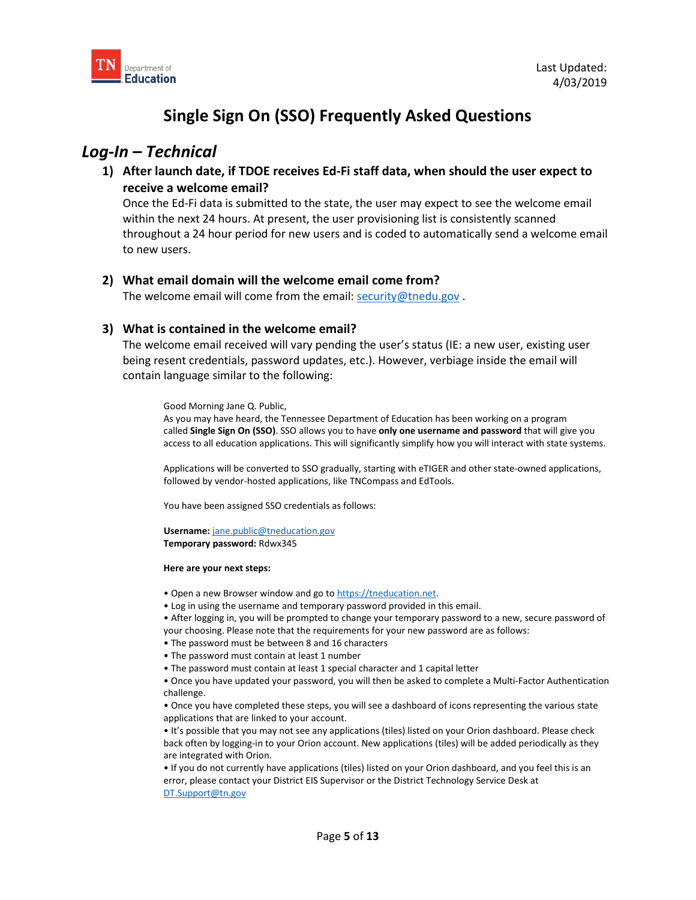# Single Sign On (SSO) Frequently Asked Questions

## *Log-In – Technical*

1) **After launch date, if TDOE receives Ed-Fi staff data, when should the user expect to receive a welcome email?**
   Once the Ed-Fi data is submitted to the state, the user may expect to see the welcome email within the next 24 hours. At present, the user provisioning list is consistently scanned throughout a 24 hour period for new users and is coded to automatically send a welcome email to new users.

2) **What email domain will the welcome email come from?**
   The welcome email will come from the email: security@tnedu.gov .

3) **What is contained in the welcome email?**
   The welcome email received will vary pending the user's status (IE: a new user, existing user being resent credentials, password updates, etc.). However, verbiage inside the email will contain language similar to the following:

> Good Morning Jane Q. Public,
> As you may have heard, the Tennessee Department of Education has been working on a program called **Single Sign On (SSO)**. SSO allows you to have **only one username and password** that will give you access to all education applications. This will significantly simplify how you will interact with state systems.
>
> Applications will be converted to SSO gradually, starting with eTIGER and other state-owned applications, followed by vendor-hosted applications, like TNCompass and EdTools.
>
> You have been assigned SSO credentials as follows:
>
> **Username:** jane.public@tneducation.gov
> **Temporary password:** Rdwx345
>
> **Here are your next steps:**
>
> • Open a new Browser window and go to https://tneducation.net.
> • Log in using the username and temporary password provided in this email.
> • After logging in, you will be prompted to change your temporary password to a new, secure password of your choosing. Please note that the requirements for your new password are as follows:
> • The password must be between 8 and 16 characters
> • The password must contain at least 1 number
> • The password must contain at least 1 special character and 1 capital letter
> • Once you have updated your password, you will then be asked to complete a Multi-Factor Authentication challenge.
> • Once you have completed these steps, you will see a dashboard of icons representing the various state applications that are linked to your account.
> • It's possible that you may not see any applications (tiles) listed on your Orion dashboard. Please check back often by logging-in to your Orion account. New applications (tiles) will be added periodically as they are integrated with Orion.
> • If you do not currently have applications (tiles) listed on your Orion dashboard, and you feel this is an error, please contact your District EIS Supervisor or the District Technology Service Desk at DT.Support@tn.gov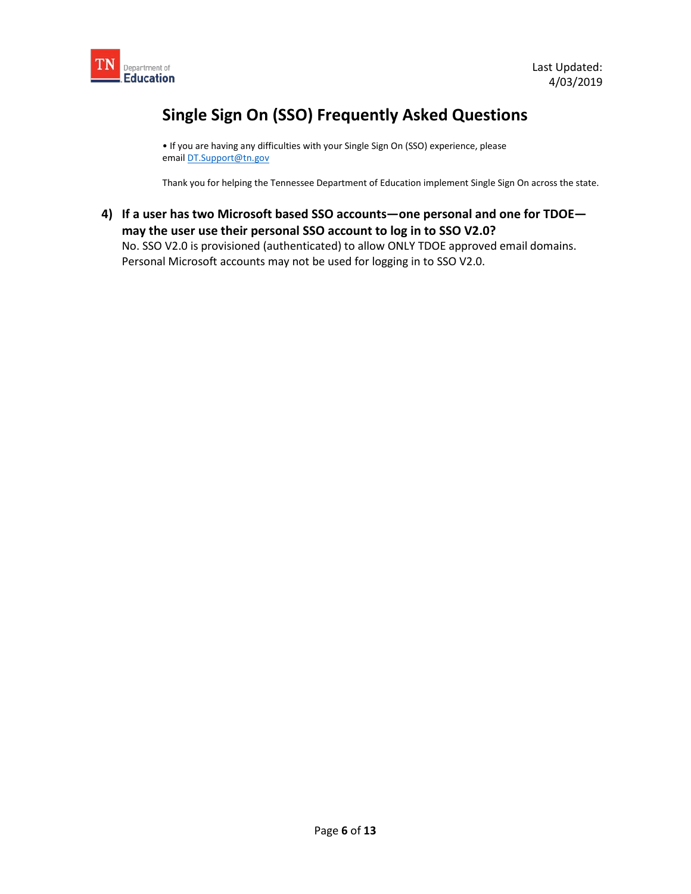# Single Sign On (SSO) Frequently Asked Questions

• If you are having any difficulties with your Single Sign On (SSO) experience, please email DT.Support@tn.gov

Thank you for helping the Tennessee Department of Education implement Single Sign On across the state.

**4) If a user has two Microsoft based SSO accounts—one personal and one for TDOE—may the user use their personal SSO account to log in to SSO V2.0?**

No. SSO V2.0 is provisioned (authenticated) to allow ONLY TDOE approved email domains. Personal Microsoft accounts may not be used for logging in to SSO V2.0.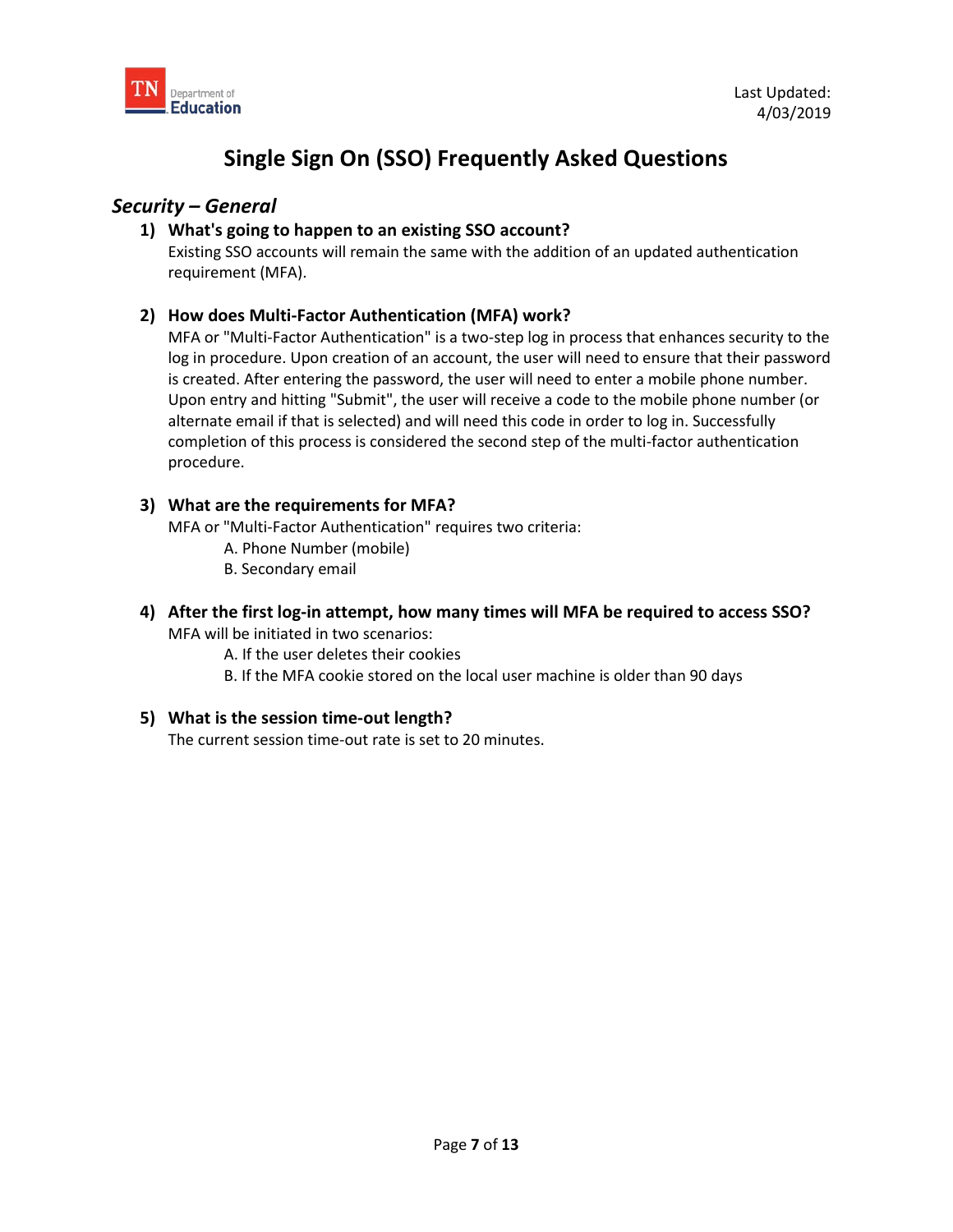Last Updated: 4/03/2019

# Single Sign On (SSO) Frequently Asked Questions

## *Security – General*

1) **What's going to happen to an existing SSO account?**
   Existing SSO accounts will remain the same with the addition of an updated authentication requirement (MFA).

2) **How does Multi-Factor Authentication (MFA) work?**
   MFA or "Multi-Factor Authentication" is a two-step log in process that enhances security to the log in procedure. Upon creation of an account, the user will need to ensure that their password is created. After entering the password, the user will need to enter a mobile phone number. Upon entry and hitting "Submit", the user will receive a code to the mobile phone number (or alternate email if that is selected) and will need this code in order to log in. Successfully completion of this process is considered the second step of the multi-factor authentication procedure.

3) **What are the requirements for MFA?**
   MFA or "Multi-Factor Authentication" requires two criteria:
   A. Phone Number (mobile)
   B. Secondary email

4) **After the first log-in attempt, how many times will MFA be required to access SSO?**
   MFA will be initiated in two scenarios:
   A. If the user deletes their cookies
   B. If the MFA cookie stored on the local user machine is older than 90 days

5) **What is the session time-out length?**
   The current session time-out rate is set to 20 minutes.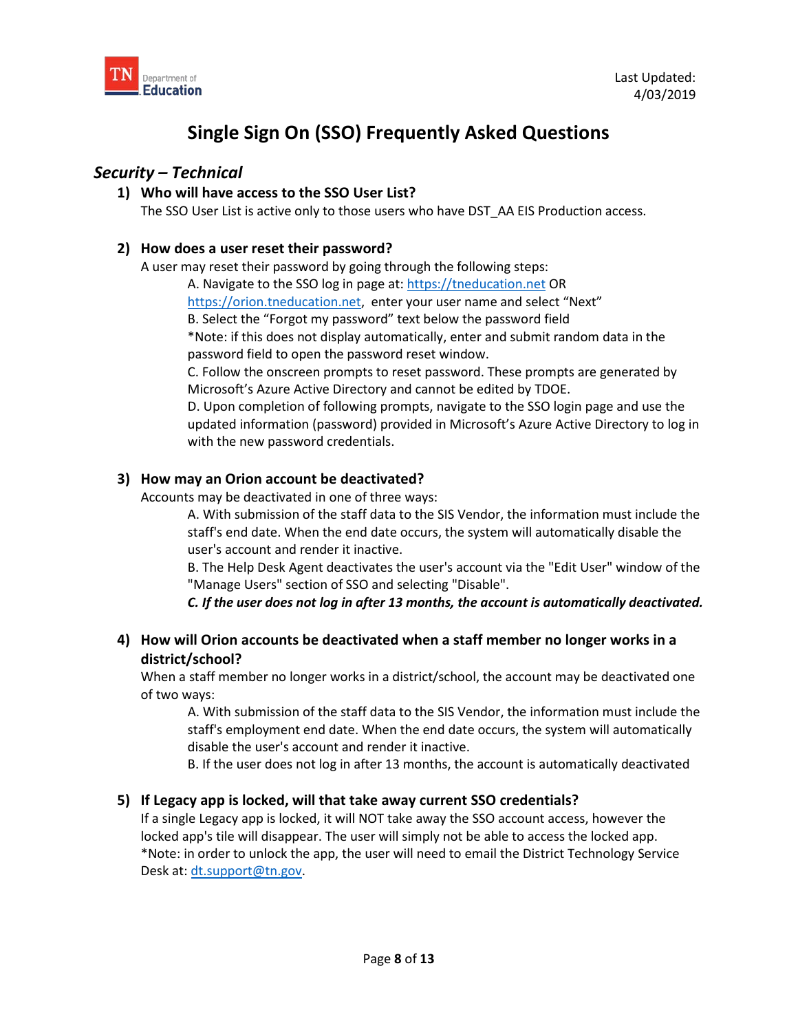Last Updated: 4/03/2019

# Single Sign On (SSO) Frequently Asked Questions

## *Security – Technical*

### 1) Who will have access to the SSO User List?

The SSO User List is active only to those users who have DST_AA EIS Production access.

### 2) How does a user reset their password?

A user may reset their password by going through the following steps:

A. Navigate to the SSO log in page at: [https://tneducation.net](https://tneducation.net) OR [https://orion.tneducation.net](https://orion.tneducation.net), enter your user name and select "Next"

B. Select the "Forgot my password" text below the password field

*Note: if this does not display automatically, enter and submit random data in the password field to open the password reset window.

C. Follow the onscreen prompts to reset password. These prompts are generated by Microsoft's Azure Active Directory and cannot be edited by TDOE.

D. Upon completion of following prompts, navigate to the SSO login page and use the updated information (password) provided in Microsoft's Azure Active Directory to log in with the new password credentials.

### 3) How may an Orion account be deactivated?

Accounts may be deactivated in one of three ways:

A. With submission of the staff data to the SIS Vendor, the information must include the staff's end date. When the end date occurs, the system will automatically disable the user's account and render it inactive.

B. The Help Desk Agent deactivates the user's account via the "Edit User" window of the "Manage Users" section of SSO and selecting "Disable".

***C. If the user does not log in after 13 months, the account is automatically deactivated.***

### 4) How will Orion accounts be deactivated when a staff member no longer works in a district/school?

When a staff member no longer works in a district/school, the account may be deactivated one of two ways:

A. With submission of the staff data to the SIS Vendor, the information must include the staff's employment end date. When the end date occurs, the system will automatically disable the user's account and render it inactive.

B. If the user does not log in after 13 months, the account is automatically deactivated

### 5) If Legacy app is locked, will that take away current SSO credentials?

If a single Legacy app is locked, it will NOT take away the SSO account access, however the locked app's tile will disappear. The user will simply not be able to access the locked app.

*Note: in order to unlock the app, the user will need to email the District Technology Service Desk at: [dt.support@tn.gov](mailto:dt.support@tn.gov).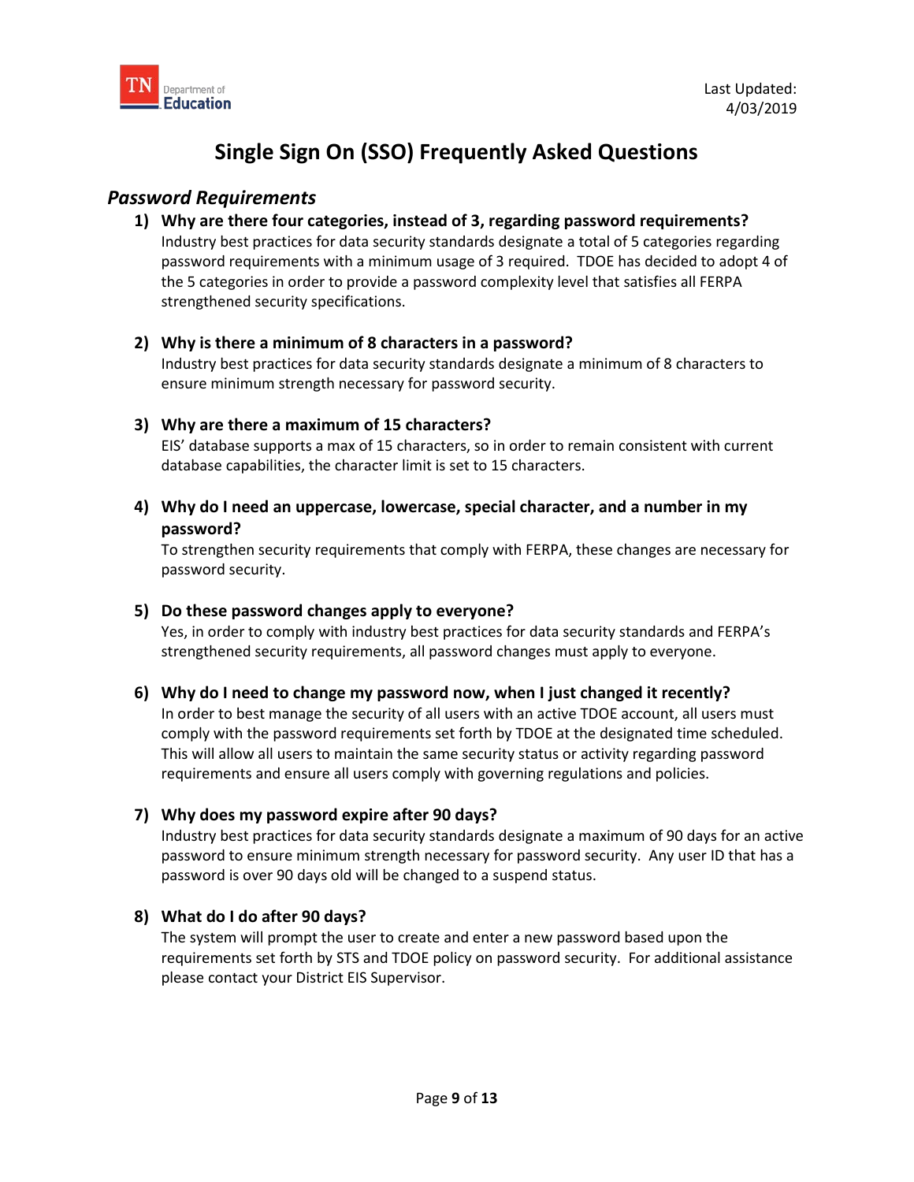# Single Sign On (SSO) Frequently Asked Questions

## *Password Requirements*

1) **Why are there four categories, instead of 3, regarding password requirements?**
Industry best practices for data security standards designate a total of 5 categories regarding password requirements with a minimum usage of 3 required. TDOE has decided to adopt 4 of the 5 categories in order to provide a password complexity level that satisfies all FERPA strengthened security specifications.

2) **Why is there a minimum of 8 characters in a password?**
Industry best practices for data security standards designate a minimum of 8 characters to ensure minimum strength necessary for password security.

3) **Why are there a maximum of 15 characters?**
EIS' database supports a max of 15 characters, so in order to remain consistent with current database capabilities, the character limit is set to 15 characters.

4) **Why do I need an uppercase, lowercase, special character, and a number in my password?**
To strengthen security requirements that comply with FERPA, these changes are necessary for password security.

5) **Do these password changes apply to everyone?**
Yes, in order to comply with industry best practices for data security standards and FERPA's strengthened security requirements, all password changes must apply to everyone.

6) **Why do I need to change my password now, when I just changed it recently?**
In order to best manage the security of all users with an active TDOE account, all users must comply with the password requirements set forth by TDOE at the designated time scheduled. This will allow all users to maintain the same security status or activity regarding password requirements and ensure all users comply with governing regulations and policies.

7) **Why does my password expire after 90 days?**
Industry best practices for data security standards designate a maximum of 90 days for an active password to ensure minimum strength necessary for password security. Any user ID that has a password is over 90 days old will be changed to a suspend status.

8) **What do I do after 90 days?**
The system will prompt the user to create and enter a new password based upon the requirements set forth by STS and TDOE policy on password security. For additional assistance please contact your District EIS Supervisor.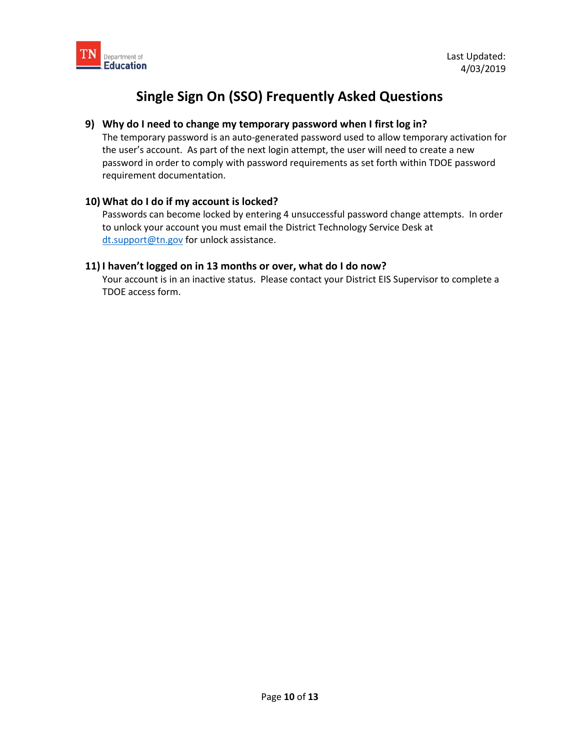# Single Sign On (SSO) Frequently Asked Questions

### 9) Why do I need to change my temporary password when I first log in?

The temporary password is an auto-generated password used to allow temporary activation for the user's account. As part of the next login attempt, the user will need to create a new password in order to comply with password requirements as set forth within TDOE password requirement documentation.

### 10) What do I do if my account is locked?

Passwords can become locked by entering 4 unsuccessful password change attempts. In order to unlock your account you must email the District Technology Service Desk at [dt.support@tn.gov](mailto:dt.support@tn.gov) for unlock assistance.

### 11) I haven't logged on in 13 months or over, what do I do now?

Your account is in an inactive status. Please contact your District EIS Supervisor to complete a TDOE access form.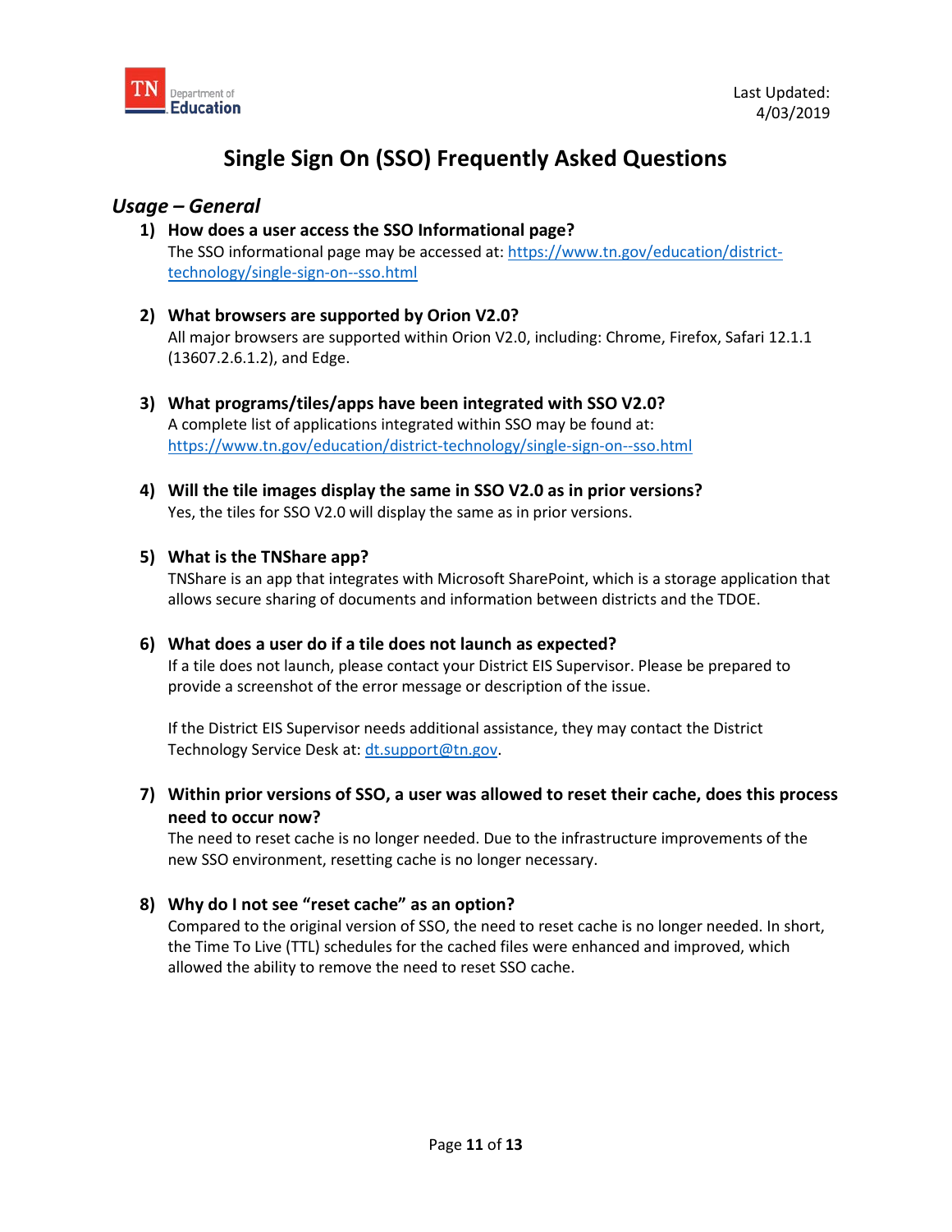# Single Sign On (SSO) Frequently Asked Questions

## *Usage – General*

1) **How does a user access the SSO Informational page?**
   The SSO informational page may be accessed at: [https://www.tn.gov/education/district-technology/single-sign-on--sso.html](https://www.tn.gov/education/district-technology/single-sign-on--sso.html)

2) **What browsers are supported by Orion V2.0?**
   All major browsers are supported within Orion V2.0, including: Chrome, Firefox, Safari 12.1.1 (13607.2.6.1.2), and Edge.

3) **What programs/tiles/apps have been integrated with SSO V2.0?**
   A complete list of applications integrated within SSO may be found at: [https://www.tn.gov/education/district-technology/single-sign-on--sso.html](https://www.tn.gov/education/district-technology/single-sign-on--sso.html)

4) **Will the tile images display the same in SSO V2.0 as in prior versions?**
   Yes, the tiles for SSO V2.0 will display the same as in prior versions.

5) **What is the TNShare app?**
   TNShare is an app that integrates with Microsoft SharePoint, which is a storage application that allows secure sharing of documents and information between districts and the TDOE.

6) **What does a user do if a tile does not launch as expected?**
   If a tile does not launch, please contact your District EIS Supervisor. Please be prepared to provide a screenshot of the error message or description of the issue.

   If the District EIS Supervisor needs additional assistance, they may contact the District Technology Service Desk at: [dt.support@tn.gov](mailto:dt.support@tn.gov).

7) **Within prior versions of SSO, a user was allowed to reset their cache, does this process need to occur now?**
   The need to reset cache is no longer needed. Due to the infrastructure improvements of the new SSO environment, resetting cache is no longer necessary.

8) **Why do I not see "reset cache" as an option?**
   Compared to the original version of SSO, the need to reset cache is no longer needed. In short, the Time To Live (TTL) schedules for the cached files were enhanced and improved, which allowed the ability to remove the need to reset SSO cache.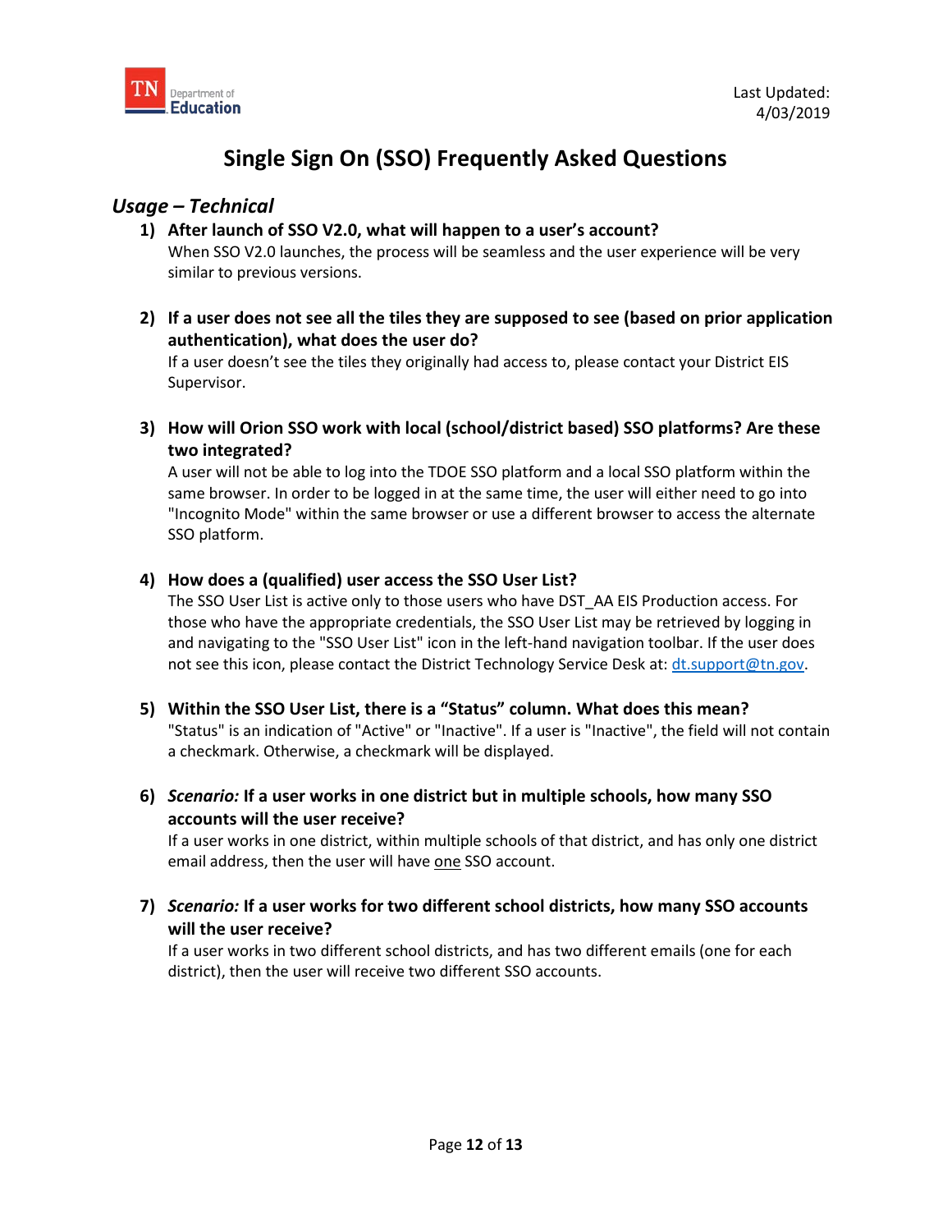# Single Sign On (SSO) Frequently Asked Questions

## *Usage – Technical*

1) **After launch of SSO V2.0, what will happen to a user's account?**
   When SSO V2.0 launches, the process will be seamless and the user experience will be very similar to previous versions.

2) **If a user does not see all the tiles they are supposed to see (based on prior application authentication), what does the user do?**
   If a user doesn't see the tiles they originally had access to, please contact your District EIS Supervisor.

3) **How will Orion SSO work with local (school/district based) SSO platforms? Are these two integrated?**
   A user will not be able to log into the TDOE SSO platform and a local SSO platform within the same browser. In order to be logged in at the same time, the user will either need to go into "Incognito Mode" within the same browser or use a different browser to access the alternate SSO platform.

4) **How does a (qualified) user access the SSO User List?**
   The SSO User List is active only to those users who have DST_AA EIS Production access. For those who have the appropriate credentials, the SSO User List may be retrieved by logging in and navigating to the "SSO User List" icon in the left-hand navigation toolbar. If the user does not see this icon, please contact the District Technology Service Desk at: dt.support@tn.gov.

5) **Within the SSO User List, there is a "Status" column. What does this mean?**
   "Status" is an indication of "Active" or "Inactive". If a user is "Inactive", the field will not contain a checkmark. Otherwise, a checkmark will be displayed.

6) ***Scenario:* If a user works in one district but in multiple schools, how many SSO accounts will the user receive?**
   If a user works in one district, within multiple schools of that district, and has only one district email address, then the user will have <u>one</u> SSO account.

7) ***Scenario:* If a user works for two different school districts, how many SSO accounts will the user receive?**
   If a user works in two different school districts, and has two different emails (one for each district), then the user will receive two different SSO accounts.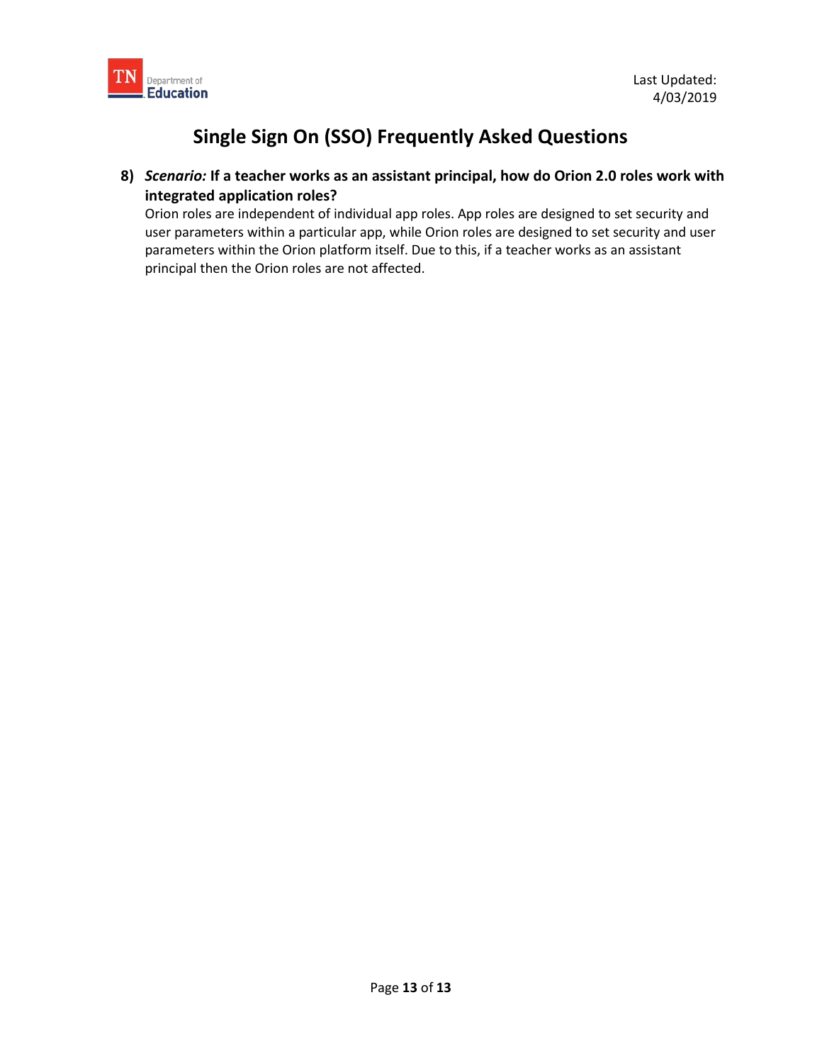# Single Sign On (SSO) Frequently Asked Questions

**8)** ***Scenario:* If a teacher works as an assistant principal, how do Orion 2.0 roles work with integrated application roles?**

Orion roles are independent of individual app roles. App roles are designed to set security and user parameters within a particular app, while Orion roles are designed to set security and user parameters within the Orion platform itself. Due to this, if a teacher works as an assistant principal then the Orion roles are not affected.